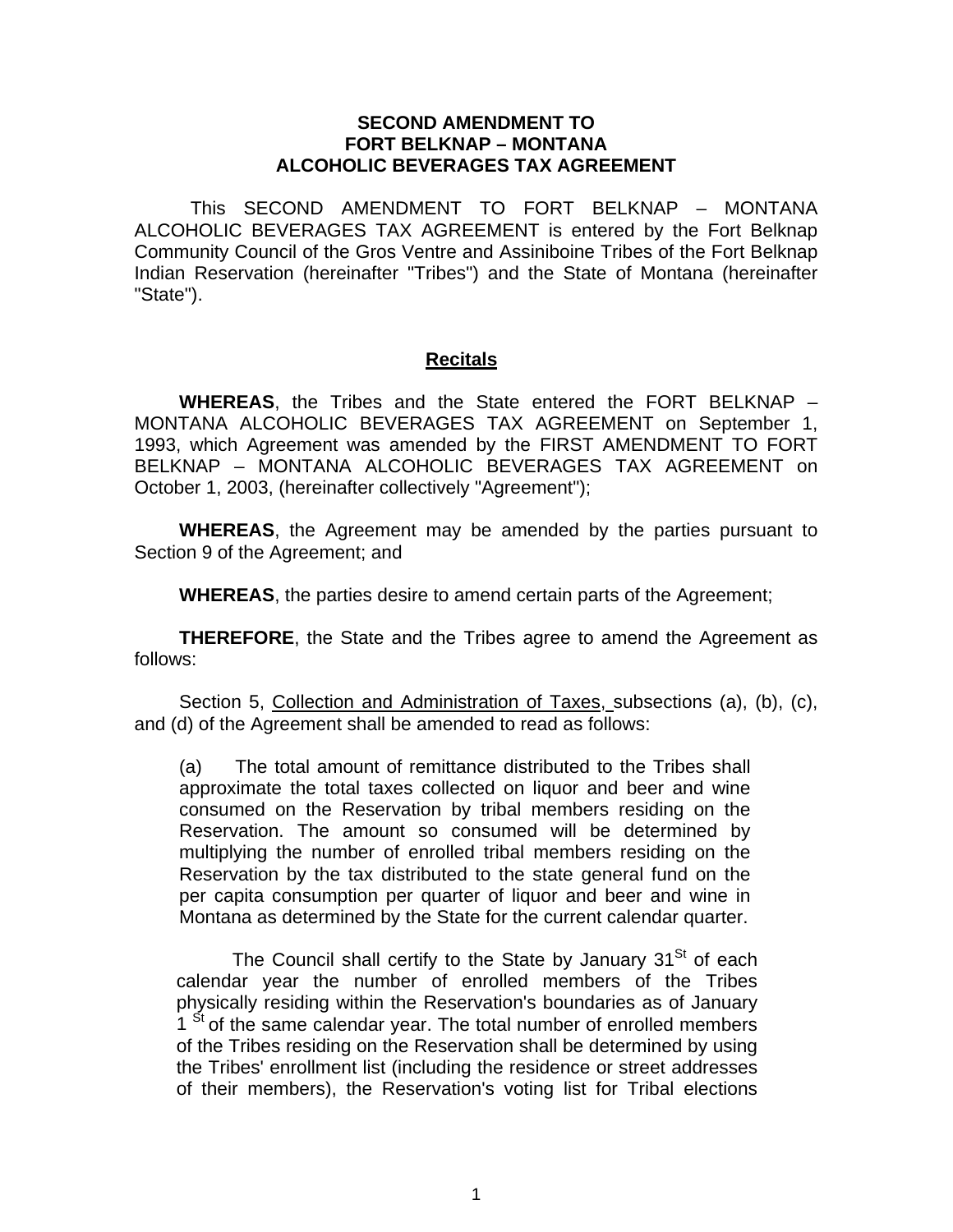**SECOND AMENDMENT TO**
**FORT BELKNAP – MONTANA**
**ALCOHOLIC BEVERAGES TAX AGREEMENT**

This SECOND AMENDMENT TO FORT BELKNAP – MONTANA ALCOHOLIC BEVERAGES TAX AGREEMENT is entered by the Fort Belknap Community Council of the Gros Ventre and Assiniboine Tribes of the Fort Belknap Indian Reservation (hereinafter "Tribes") and the State of Montana (hereinafter "State").

## Recitals

**WHEREAS**, the Tribes and the State entered the FORT BELKNAP – MONTANA ALCOHOLIC BEVERAGES TAX AGREEMENT on September 1, 1993, which Agreement was amended by the FIRST AMENDMENT TO FORT BELKNAP – MONTANA ALCOHOLIC BEVERAGES TAX AGREEMENT on October 1, 2003, (hereinafter collectively "Agreement");

**WHEREAS**, the Agreement may be amended by the parties pursuant to Section 9 of the Agreement; and

**WHEREAS**, the parties desire to amend certain parts of the Agreement;

**THEREFORE**, the State and the Tribes agree to amend the Agreement as follows:

Section 5, Collection and Administration of Taxes, subsections (a), (b), (c), and (d) of the Agreement shall be amended to read as follows:

> (a) The total amount of remittance distributed to the Tribes shall approximate the total taxes collected on liquor and beer and wine consumed on the Reservation by tribal members residing on the Reservation. The amount so consumed will be determined by multiplying the number of enrolled tribal members residing on the Reservation by the tax distributed to the state general fund on the per capita consumption per quarter of liquor and beer and wine in Montana as determined by the State for the current calendar quarter.
>
> The Council shall certify to the State by January 31St of each calendar year the number of enrolled members of the Tribes physically residing within the Reservation's boundaries as of January 1 St of the same calendar year. The total number of enrolled members of the Tribes residing on the Reservation shall be determined by using the Tribes' enrollment list (including the residence or street addresses of their members), the Reservation's voting list for Tribal elections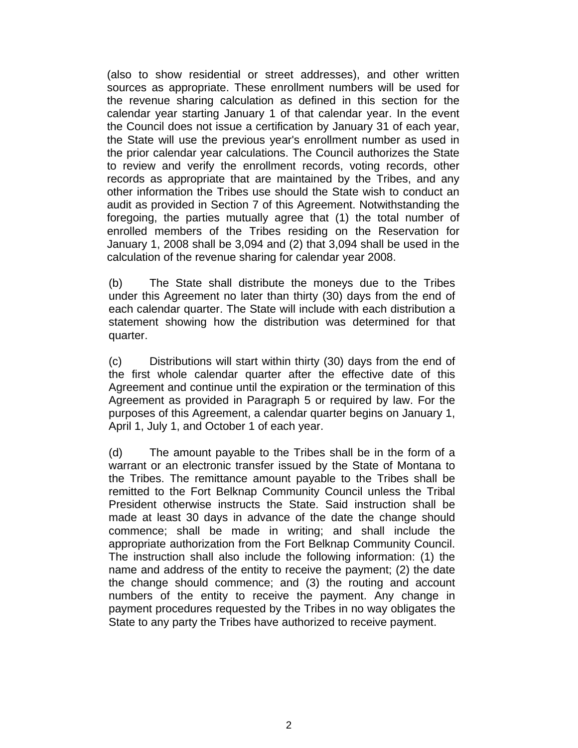(also to show residential or street addresses), and other written sources as appropriate. These enrollment numbers will be used for the revenue sharing calculation as defined in this section for the calendar year starting January 1 of that calendar year. In the event the Council does not issue a certification by January 31 of each year, the State will use the previous year's enrollment number as used in the prior calendar year calculations. The Council authorizes the State to review and verify the enrollment records, voting records, other records as appropriate that are maintained by the Tribes, and any other information the Tribes use should the State wish to conduct an audit as provided in Section 7 of this Agreement. Notwithstanding the foregoing, the parties mutually agree that (1) the total number of enrolled members of the Tribes residing on the Reservation for January 1, 2008 shall be 3,094 and (2) that 3,094 shall be used in the calculation of the revenue sharing for calendar year 2008.

(b) The State shall distribute the moneys due to the Tribes under this Agreement no later than thirty (30) days from the end of each calendar quarter. The State will include with each distribution a statement showing how the distribution was determined for that quarter.

(c) Distributions will start within thirty (30) days from the end of the first whole calendar quarter after the effective date of this Agreement and continue until the expiration or the termination of this Agreement as provided in Paragraph 5 or required by law. For the purposes of this Agreement, a calendar quarter begins on January 1, April 1, July 1, and October 1 of each year.

(d) The amount payable to the Tribes shall be in the form of a warrant or an electronic transfer issued by the State of Montana to the Tribes. The remittance amount payable to the Tribes shall be remitted to the Fort Belknap Community Council unless the Tribal President otherwise instructs the State. Said instruction shall be made at least 30 days in advance of the date the change should commence; shall be made in writing; and shall include the appropriate authorization from the Fort Belknap Community Council. The instruction shall also include the following information: (1) the name and address of the entity to receive the payment; (2) the date the change should commence; and (3) the routing and account numbers of the entity to receive the payment. Any change in payment procedures requested by the Tribes in no way obligates the State to any party the Tribes have authorized to receive payment.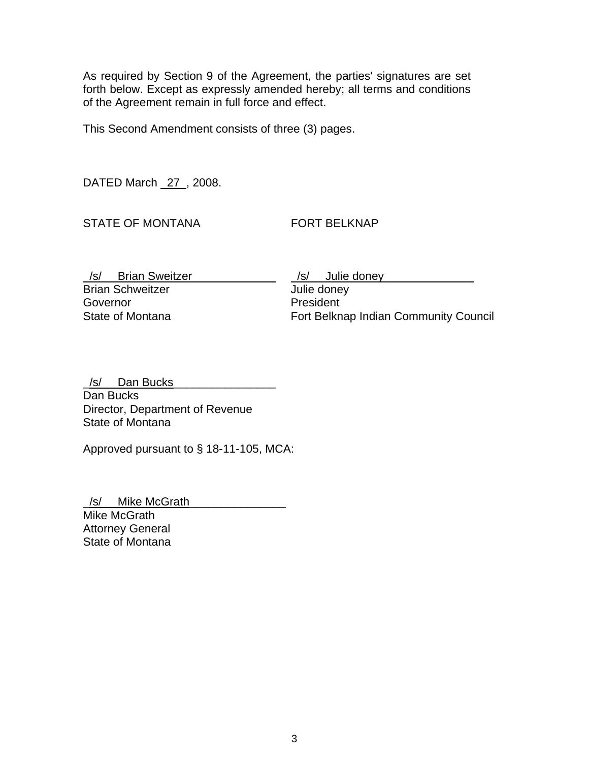As required by Section 9 of the Agreement, the parties' signatures are set forth below. Except as expressly amended hereby; all terms and conditions of the Agreement remain in full force and effect.

This Second Amendment consists of three (3) pages.

DATED March 27 , 2008.

STATE OF MONTANA

/s/ Brian Sweitzer
Brian Schweitzer
Governor
State of Montana

FORT BELKNAP

/s/ Julie doney
Julie doney
President
Fort Belknap Indian Community Council

/s/ Dan Bucks
Dan Bucks
Director, Department of Revenue
State of Montana

Approved pursuant to § 18-11-105, MCA:

/s/ Mike McGrath
Mike McGrath
Attorney General
State of Montana